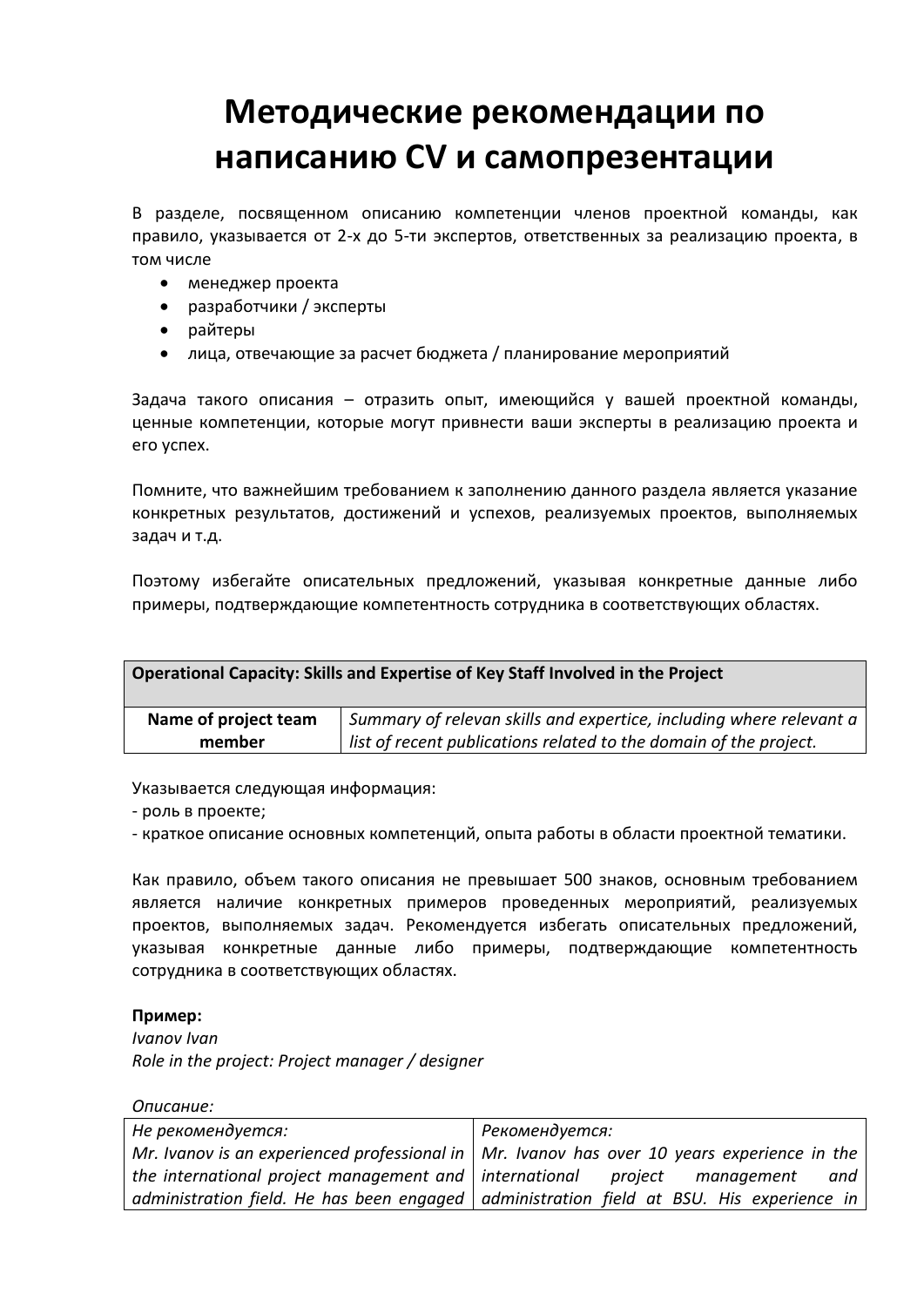# Методические рекомендации по написанию CV и самопрезентации

В разделе, посвященном описанию компетенции членов проектной команды, как правило, указывается от 2-х до 5-ти экспертов, ответственных за реализацию проекта, в том числе

- менеджер проекта
- разработчики / эксперты
- райтеры
- лица, отвечающие за расчет бюджета / планирование мероприятий

Задача такого описания – отразить опыт, имеющийся у вашей проектной команды, ценные компетенции, которые могут привнести ваши эксперты в реализацию проекта и его успех.

Помните, что важнейшим требованием к заполнению данного раздела является указание конкретных результатов, достижений и успехов, реализуемых проектов, выполняемых задач и т.д.

Поэтому избегайте описательных предложений, указывая конкретные данные либо примеры, подтверждающие компетентность сотрудника в соответствующих областях.

| **Operational Capacity: Skills and Expertise of Key Staff Involved in the Project** | |
|---|---|
| **Name of project team member** | *Summary of relevan skills and expertice, including where relevant a list of recent publications related to the domain of the project.* |

Указывается следующая информация:
- роль в проекте;
- краткое описание основных компетенций, опыта работы в области проектной тематики.

Как правило, объем такого описания не превышает 500 знаков, основным требованием является наличие конкретных примеров проведенных мероприятий, реализуемых проектов, выполняемых задач. Рекомендуется избегать описательных предложений, указывая конкретные данные либо примеры, подтверждающие компетентность сотрудника в соответствующих областях.

**Пример:**
*Ivanov Ivan*
*Role in the project: Project manager / designer*

*Описание:*

| *Не рекомендуется:* | *Рекомендуется:* |
|---|---|
| *Mr. Ivanov is an experienced professional in the international project management and administration field. He has been engaged* | *Mr. Ivanov has over 10 years experience in the international project management and administration field at BSU. His experience in* |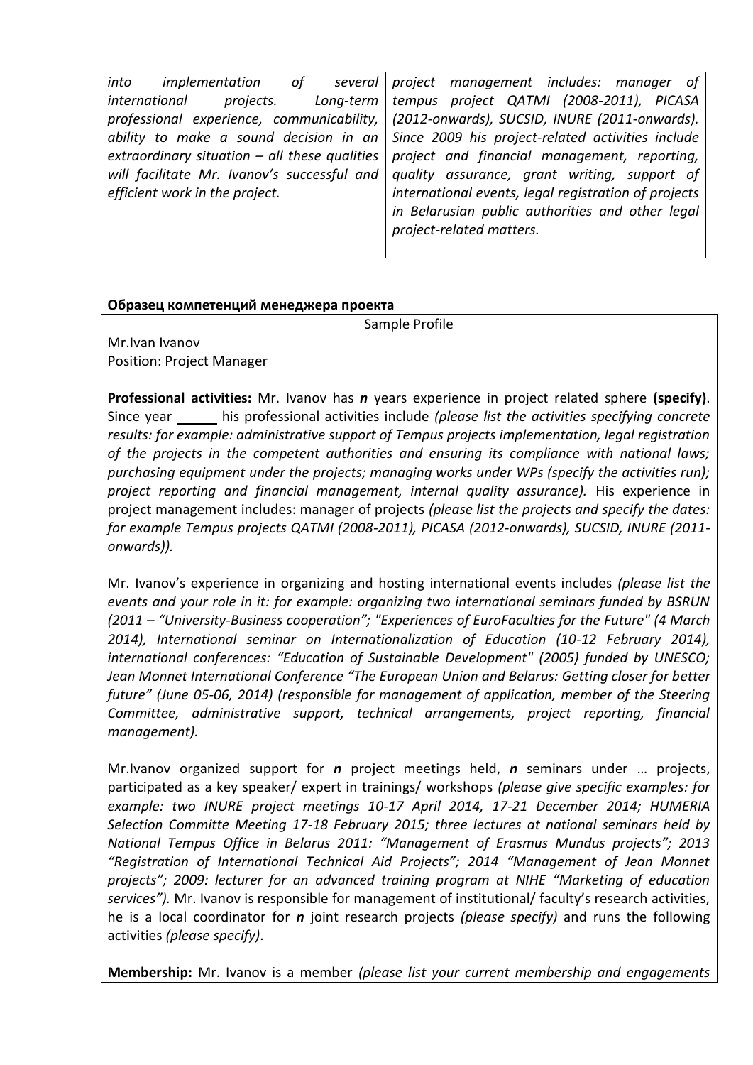| *into implementation of several international projects. Long-term professional experience, communicability, ability to make a sound decision in an extraordinary situation – all these qualities will facilitate Mr. Ivanov's successful and efficient work in the project.* | *project management includes: manager of tempus project QATMI (2008-2011), PICASA (2012-onwards), SUCSID, INURE (2011-onwards). Since 2009 his project-related activities include project and financial management, reporting, quality assurance, grant writing, support of international events, legal registration of projects in Belarusian public authorities and other legal project-related matters.* |
|---|---|

**Образец компетенций менеджера проекта**

Sample Profile

Mr.Ivan Ivanov
Position: Project Manager

**Professional activities:** Mr. Ivanov has ***n*** years experience in project related sphere **(specify)**. Since year _____ his professional activities include *(please list the activities specifying concrete results: for example: administrative support of Tempus projects implementation, legal registration of the projects in the competent authorities and ensuring its compliance with national laws; purchasing equipment under the projects; managing works under WPs (specify the activities run); project reporting and financial management, internal quality assurance).* His experience in project management includes: manager of projects *(please list the projects and specify the dates: for example Tempus projects QATMI (2008-2011), PICASA (2012-onwards), SUCSID, INURE (2011-onwards)).*

Mr. Ivanov's experience in organizing and hosting international events includes *(please list the events and your role in it: for example: organizing two international seminars funded by BSRUN (2011 – "University-Business cooperation"; "Experiences of EuroFaculties for the Future" (4 March 2014), International seminar on Internationalization of Education (10-12 February 2014), international conferences: "Education of Sustainable Development" (2005) funded by UNESCO; Jean Monnet International Conference "The European Union and Belarus: Getting closer for better future" (June 05-06, 2014) (responsible for management of application, member of the Steering Committee, administrative support, technical arrangements, project reporting, financial management).*

Mr.Ivanov organized support for ***n*** project meetings held, ***n*** seminars under … projects, participated as a key speaker/ expert in trainings/ workshops *(please give specific examples: for example: two INURE project meetings 10-17 April 2014, 17-21 December 2014; HUMERIA Selection Committe Meeting 17-18 February 2015; three lectures at national seminars held by National Tempus Office in Belarus 2011: "Management of Erasmus Mundus projects"; 2013 "Registration of International Technical Aid Projects"; 2014 "Management of Jean Monnet projects"; 2009: lecturer for an advanced training program at NIHE "Marketing of education services").* Mr. Ivanov is responsible for management of institutional/ faculty's research activities, he is a local coordinator for ***n*** joint research projects *(please specify)* and runs the following activities *(please specify)*.

**Membership:** Mr. Ivanov is a member *(please list your current membership and engagements*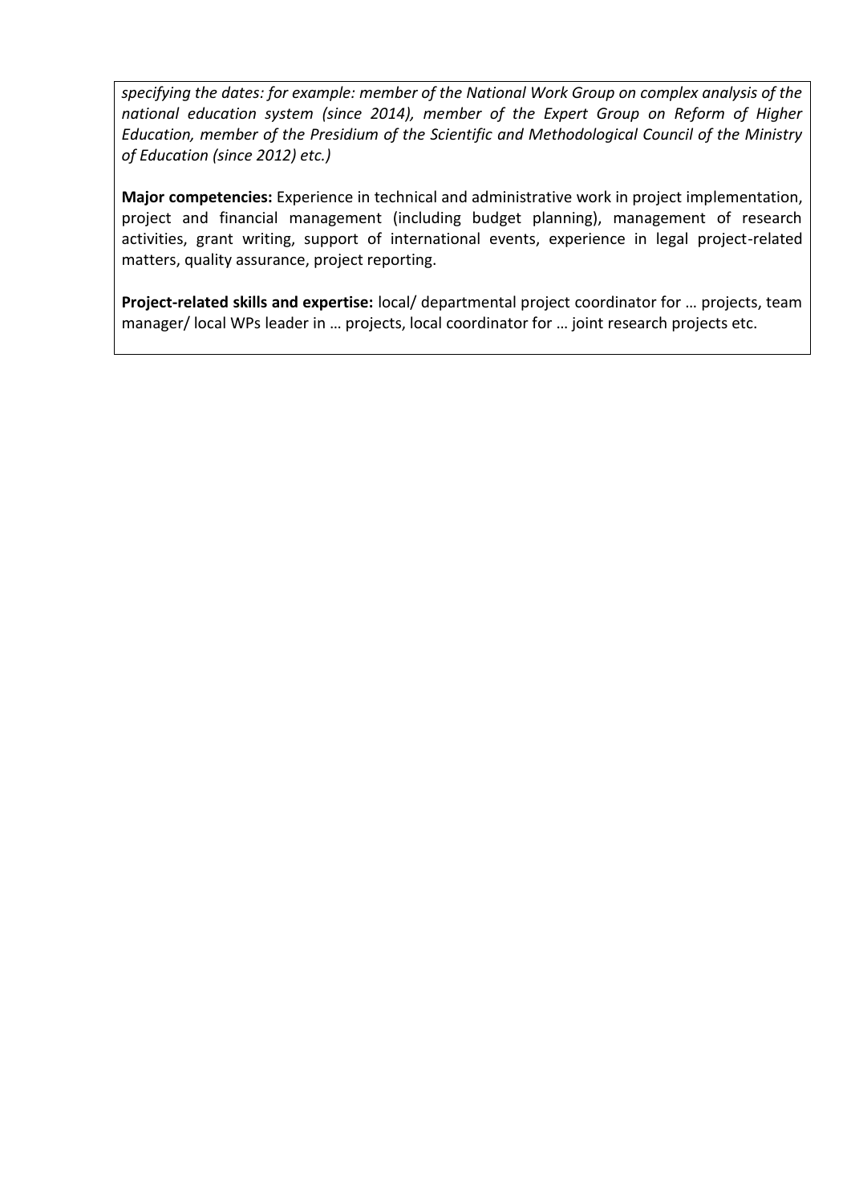*specifying the dates: for example: member of the National Work Group on complex analysis of the national education system (since 2014), member of the Expert Group on Reform of Higher Education, member of the Presidium of the Scientific and Methodological Council of the Ministry of Education (since 2012) etc.)*

**Major competencies:** Experience in technical and administrative work in project implementation, project and financial management (including budget planning), management of research activities, grant writing, support of international events, experience in legal project-related matters, quality assurance, project reporting.

**Project-related skills and expertise:** local/ departmental project coordinator for … projects, team manager/ local WPs leader in … projects, local coordinator for … joint research projects etc.